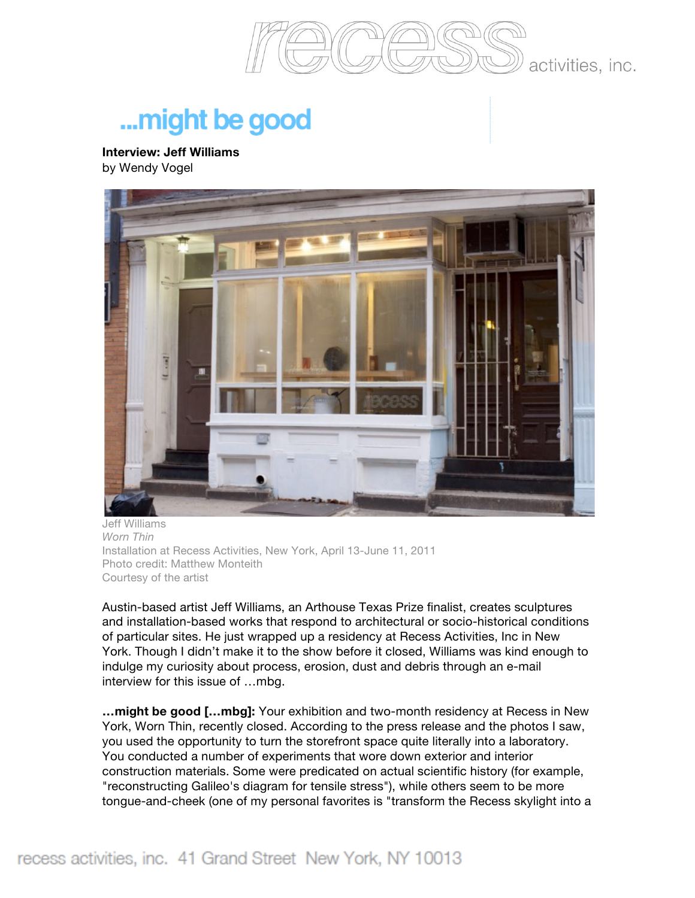# ...might be good

**Interview: Jeff Williams**
by Wendy Vogel

Jeff Williams
*Worn Thin*
Installation at Recess Activities, New York, April 13-June 11, 2011
Photo credit: Matthew Monteith
Courtesy of the artist

Austin-based artist Jeff Williams, an Arthouse Texas Prize finalist, creates sculptures and installation-based works that respond to architectural or socio-historical conditions of particular sites. He just wrapped up a residency at Recess Activities, Inc in New York. Though I didn't make it to the show before it closed, Williams was kind enough to indulge my curiosity about process, erosion, dust and debris through an e-mail interview for this issue of …mbg.

**…might be good […mbg]:** Your exhibition and two-month residency at Recess in New York, Worn Thin, recently closed. According to the press release and the photos I saw, you used the opportunity to turn the storefront space quite literally into a laboratory. You conducted a number of experiments that wore down exterior and interior construction materials. Some were predicated on actual scientific history (for example, "reconstructing Galileo's diagram for tensile stress"), while others seem to be more tongue-and-cheek (one of my personal favorites is "transform the Recess skylight into a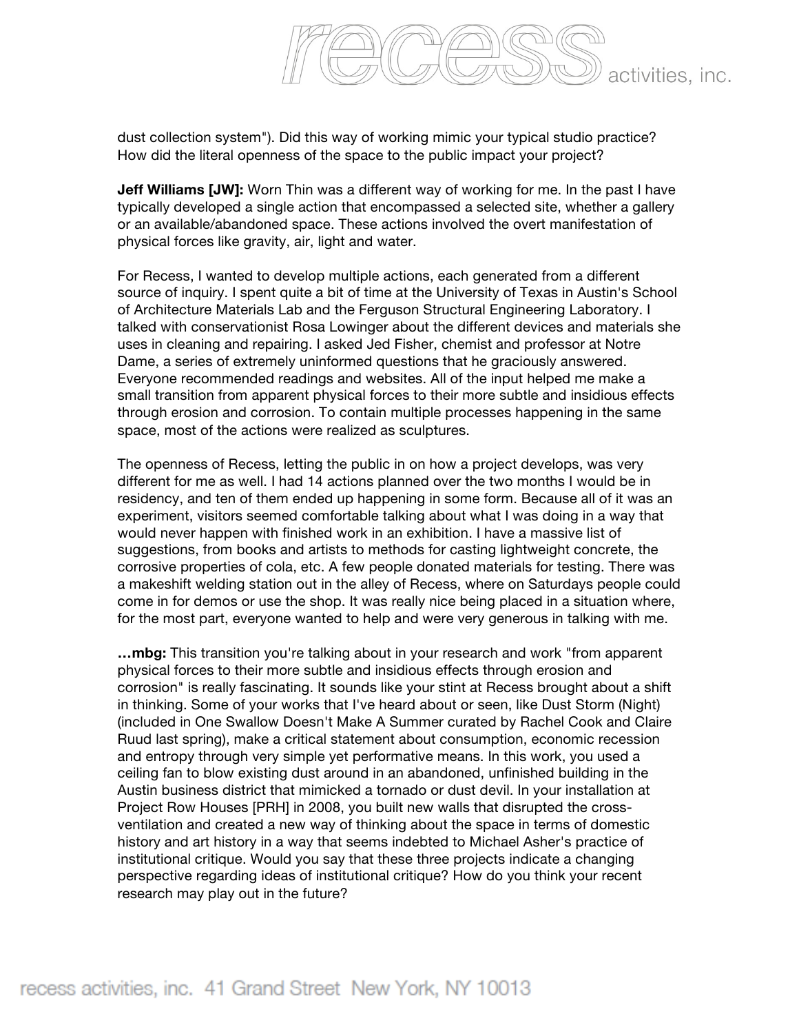dust collection system"). Did this way of working mimic your typical studio practice? How did the literal openness of the space to the public impact your project?

**Jeff Williams [JW]:** Worn Thin was a different way of working for me. In the past I have typically developed a single action that encompassed a selected site, whether a gallery or an available/abandoned space. These actions involved the overt manifestation of physical forces like gravity, air, light and water.

For Recess, I wanted to develop multiple actions, each generated from a different source of inquiry. I spent quite a bit of time at the University of Texas in Austin's School of Architecture Materials Lab and the Ferguson Structural Engineering Laboratory. I talked with conservationist Rosa Lowinger about the different devices and materials she uses in cleaning and repairing. I asked Jed Fisher, chemist and professor at Notre Dame, a series of extremely uninformed questions that he graciously answered. Everyone recommended readings and websites. All of the input helped me make a small transition from apparent physical forces to their more subtle and insidious effects through erosion and corrosion. To contain multiple processes happening in the same space, most of the actions were realized as sculptures.

The openness of Recess, letting the public in on how a project develops, was very different for me as well. I had 14 actions planned over the two months I would be in residency, and ten of them ended up happening in some form. Because all of it was an experiment, visitors seemed comfortable talking about what I was doing in a way that would never happen with finished work in an exhibition. I have a massive list of suggestions, from books and artists to methods for casting lightweight concrete, the corrosive properties of cola, etc. A few people donated materials for testing. There was a makeshift welding station out in the alley of Recess, where on Saturdays people could come in for demos or use the shop. It was really nice being placed in a situation where, for the most part, everyone wanted to help and were very generous in talking with me.

**…mbg:** This transition you're talking about in your research and work "from apparent physical forces to their more subtle and insidious effects through erosion and corrosion" is really fascinating. It sounds like your stint at Recess brought about a shift in thinking. Some of your works that I've heard about or seen, like Dust Storm (Night) (included in One Swallow Doesn't Make A Summer curated by Rachel Cook and Claire Ruud last spring), make a critical statement about consumption, economic recession and entropy through very simple yet performative means. In this work, you used a ceiling fan to blow existing dust around in an abandoned, unfinished building in the Austin business district that mimicked a tornado or dust devil. In your installation at Project Row Houses [PRH] in 2008, you built new walls that disrupted the cross-ventilation and created a new way of thinking about the space in terms of domestic history and art history in a way that seems indebted to Michael Asher's practice of institutional critique. Would you say that these three projects indicate a changing perspective regarding ideas of institutional critique? How do you think your recent research may play out in the future?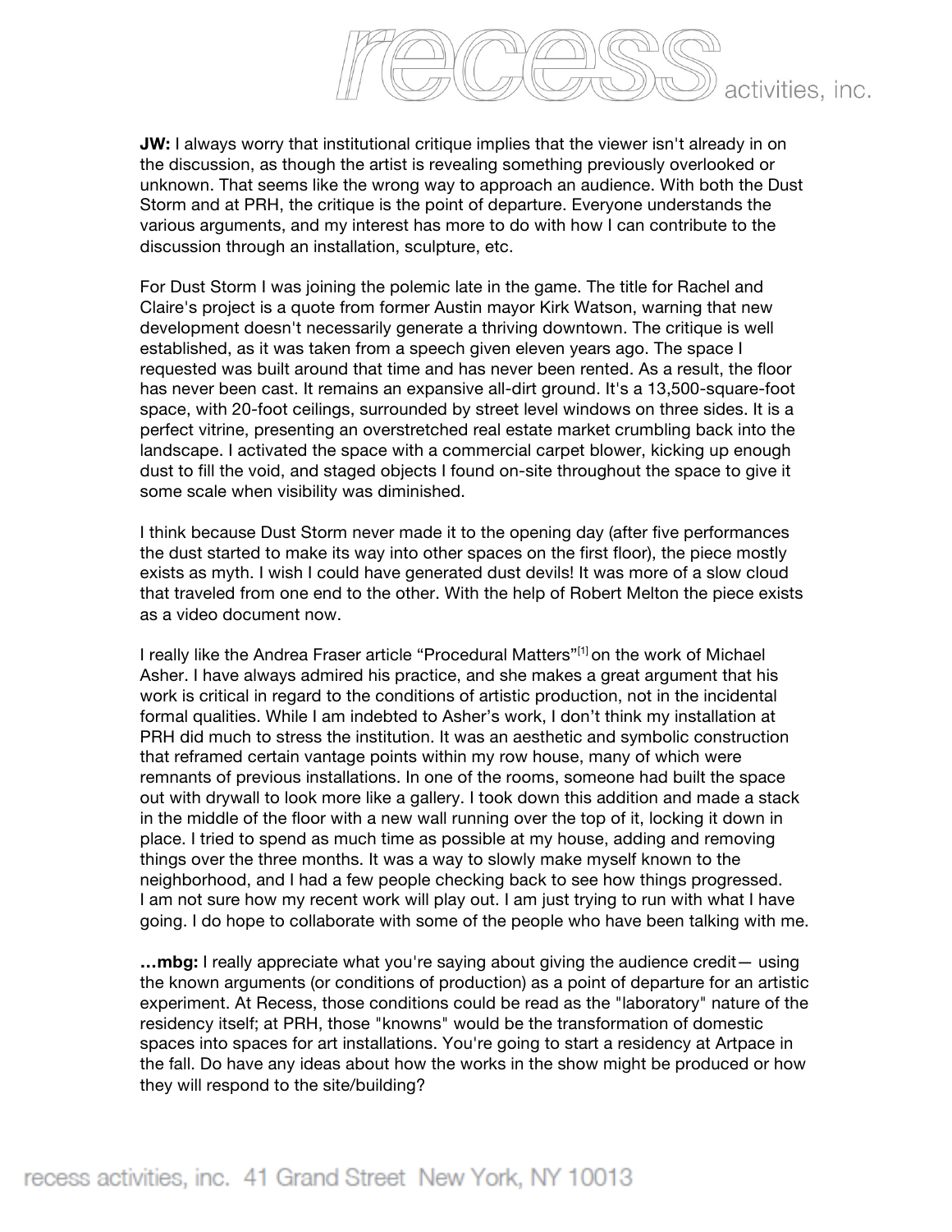**JW:** I always worry that institutional critique implies that the viewer isn't already in on the discussion, as though the artist is revealing something previously overlooked or unknown. That seems like the wrong way to approach an audience. With both the Dust Storm and at PRH, the critique is the point of departure. Everyone understands the various arguments, and my interest has more to do with how I can contribute to the discussion through an installation, sculpture, etc.

For Dust Storm I was joining the polemic late in the game. The title for Rachel and Claire's project is a quote from former Austin mayor Kirk Watson, warning that new development doesn't necessarily generate a thriving downtown. The critique is well established, as it was taken from a speech given eleven years ago. The space I requested was built around that time and has never been rented. As a result, the floor has never been cast. It remains an expansive all-dirt ground. It's a 13,500-square-foot space, with 20-foot ceilings, surrounded by street level windows on three sides. It is a perfect vitrine, presenting an overstretched real estate market crumbling back into the landscape. I activated the space with a commercial carpet blower, kicking up enough dust to fill the void, and staged objects I found on-site throughout the space to give it some scale when visibility was diminished.

I think because Dust Storm never made it to the opening day (after five performances the dust started to make its way into other spaces on the first floor), the piece mostly exists as myth. I wish I could have generated dust devils! It was more of a slow cloud that traveled from one end to the other. With the help of Robert Melton the piece exists as a video document now.

I really like the Andrea Fraser article “Procedural Matters”[1] on the work of Michael Asher. I have always admired his practice, and she makes a great argument that his work is critical in regard to the conditions of artistic production, not in the incidental formal qualities. While I am indebted to Asher's work, I don't think my installation at PRH did much to stress the institution. It was an aesthetic and symbolic construction that reframed certain vantage points within my row house, many of which were remnants of previous installations. In one of the rooms, someone had built the space out with drywall to look more like a gallery. I took down this addition and made a stack in the middle of the floor with a new wall running over the top of it, locking it down in place. I tried to spend as much time as possible at my house, adding and removing things over the three months. It was a way to slowly make myself known to the neighborhood, and I had a few people checking back to see how things progressed. I am not sure how my recent work will play out. I am just trying to run with what I have going. I do hope to collaborate with some of the people who have been talking with me.

**…mbg:** I really appreciate what you're saying about giving the audience credit— using the known arguments (or conditions of production) as a point of departure for an artistic experiment. At Recess, those conditions could be read as the "laboratory" nature of the residency itself; at PRH, those "knowns" would be the transformation of domestic spaces into spaces for art installations. You're going to start a residency at Artpace in the fall. Do have any ideas about how the works in the show might be produced or how they will respond to the site/building?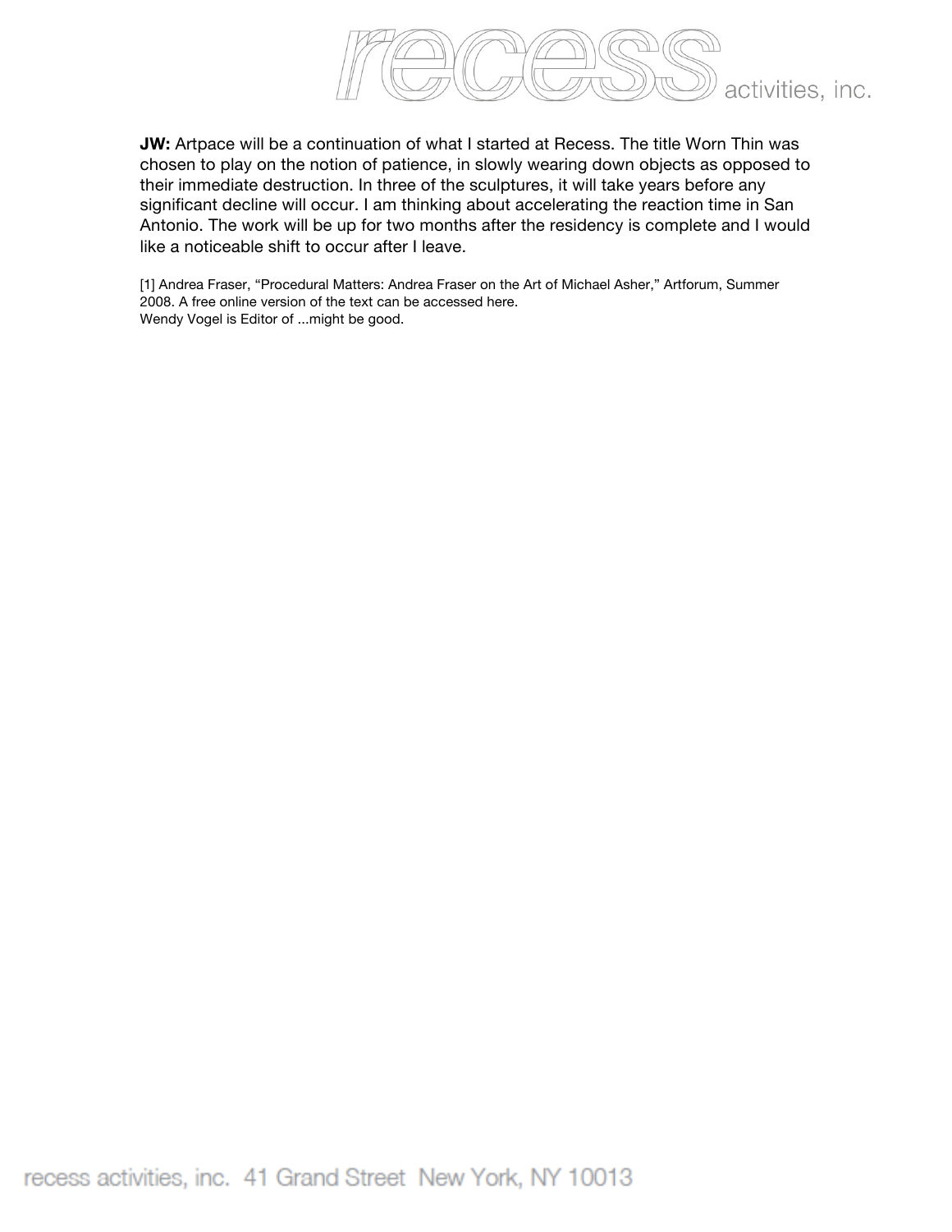**JW:** Artpace will be a continuation of what I started at Recess. The title Worn Thin was chosen to play on the notion of patience, in slowly wearing down objects as opposed to their immediate destruction. In three of the sculptures, it will take years before any significant decline will occur. I am thinking about accelerating the reaction time in San Antonio. The work will be up for two months after the residency is complete and I would like a noticeable shift to occur after I leave.

[1] Andrea Fraser, "Procedural Matters: Andrea Fraser on the Art of Michael Asher," Artforum, Summer 2008. A free online version of the text can be accessed here.
Wendy Vogel is Editor of ...might be good.